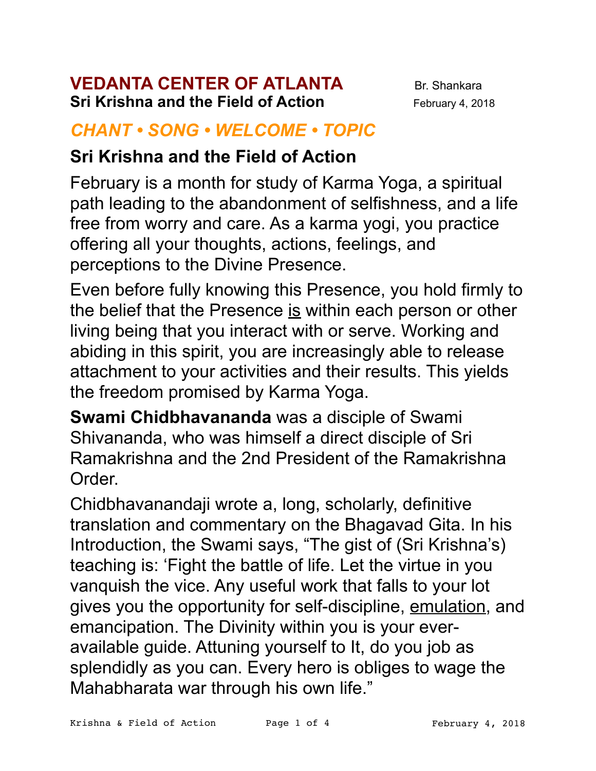# VEDANTA CENTER OF ATLANTA

**Sri Krishna and the Field of Action**

Br. Shankara

February 4, 2018

## *CHANT • SONG • WELCOME • TOPIC*

## Sri Krishna and the Field of Action

February is a month for study of Karma Yoga, a spiritual path leading to the abandonment of selfishness, and a life free from worry and care. As a karma yogi, you practice offering all your thoughts, actions, feelings, and perceptions to the Divine Presence.

Even before fully knowing this Presence, you hold firmly to the belief that the Presence <u>is</u> within each person or other living being that you interact with or serve. Working and abiding in this spirit, you are increasingly able to release attachment to your activities and their results. This yields the freedom promised by Karma Yoga.

**Swami Chidbhavananda** was a disciple of Swami Shivananda, who was himself a direct disciple of Sri Ramakrishna and the 2nd President of the Ramakrishna Order.

Chidbhavanandaji wrote a, long, scholarly, definitive translation and commentary on the Bhagavad Gita. In his Introduction, the Swami says, "The gist of (Sri Krishna's) teaching is: 'Fight the battle of life. Let the virtue in you vanquish the vice. Any useful work that falls to your lot gives you the opportunity for self-discipline, <u>emulation</u>, and emancipation. The Divinity within you is your ever-available guide. Attuning yourself to It, do you job as splendidly as you can. Every hero is obliges to wage the Mahabharata war through his own life."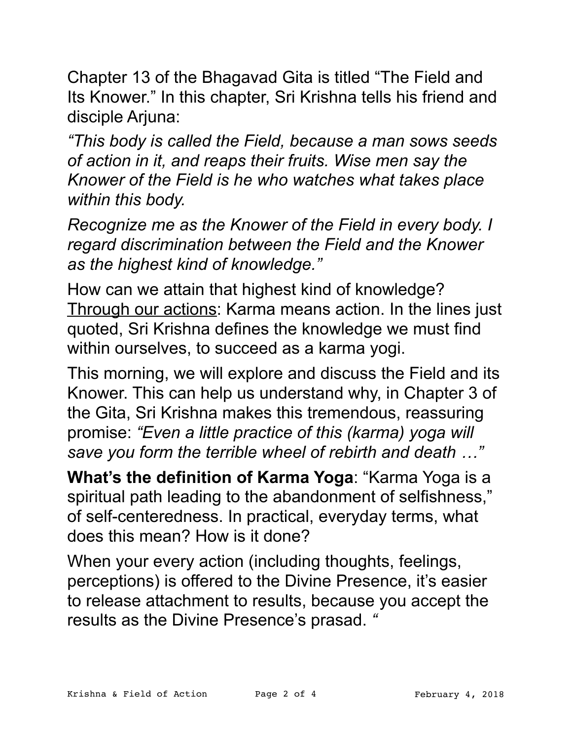Chapter 13 of the Bhagavad Gita is titled "The Field and Its Knower." In this chapter, Sri Krishna tells his friend and disciple Arjuna:

*"This body is called the Field, because a man sows seeds of action in it, and reaps their fruits. Wise men say the Knower of the Field is he who watches what takes place within this body.*

*Recognize me as the Knower of the Field in every body. I regard discrimination between the Field and the Knower as the highest kind of knowledge."*

How can we attain that highest kind of knowledge? <u>Through our actions</u>: Karma means action. In the lines just quoted, Sri Krishna defines the knowledge we must find within ourselves, to succeed as a karma yogi.

This morning, we will explore and discuss the Field and its Knower. This can help us understand why, in Chapter 3 of the Gita, Sri Krishna makes this tremendous, reassuring promise: *"Even a little practice of this (karma) yoga will save you form the terrible wheel of rebirth and death …"*

**What's the definition of Karma Yoga**: "Karma Yoga is a spiritual path leading to the abandonment of selfishness," of self-centeredness. In practical, everyday terms, what does this mean? How is it done?

When your every action (including thoughts, feelings, perceptions) is offered to the Divine Presence, it's easier to release attachment to results, because you accept the results as the Divine Presence's prasad. "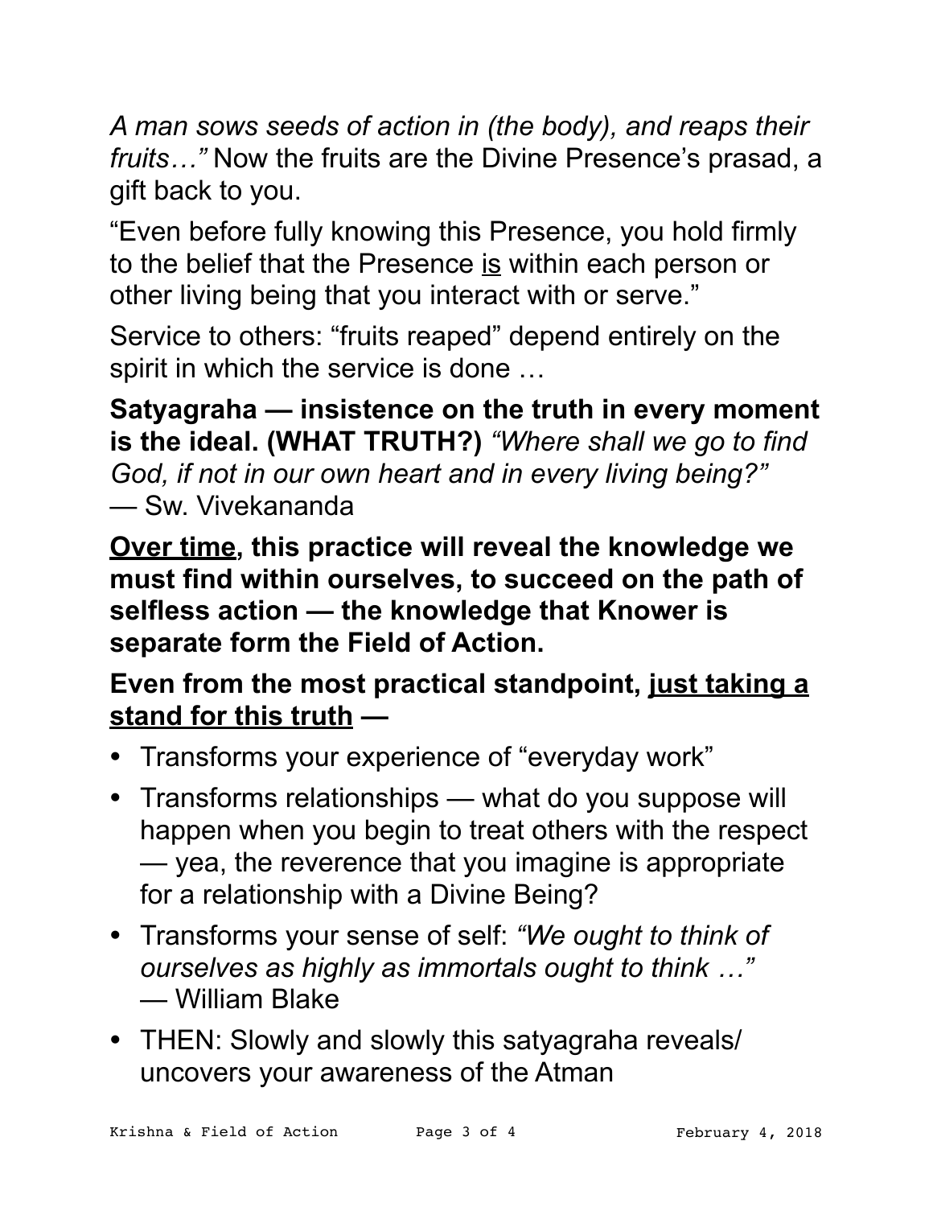*A man sows seeds of action in (the body), and reaps their fruits…"* Now the fruits are the Divine Presence's prasad, a gift back to you.

"Even before fully knowing this Presence, you hold firmly to the belief that the Presence <u>is</u> within each person or other living being that you interact with or serve."

Service to others: "fruits reaped" depend entirely on the spirit in which the service is done …

**Satyagraha — insistence on the truth in every moment is the ideal. (WHAT TRUTH?)** *"Where shall we go to find God, if not in our own heart and in every living being?"* — Sw. Vivekananda

**<u>Over time</u>, this practice will reveal the knowledge we must find within ourselves, to succeed on the path of selfless action — the knowledge that Knower is separate form the Field of Action.**

**Even from the most practical standpoint, <u>just taking a stand for this truth</u> —**

- Transforms your experience of "everyday work"
- Transforms relationships — what do you suppose will happen when you begin to treat others with the respect — yea, the reverence that you imagine is appropriate for a relationship with a Divine Being?
- Transforms your sense of self: *"We ought to think of ourselves as highly as immortals ought to think …"* — William Blake
- THEN: Slowly and slowly this satyagraha reveals/ uncovers your awareness of the Atman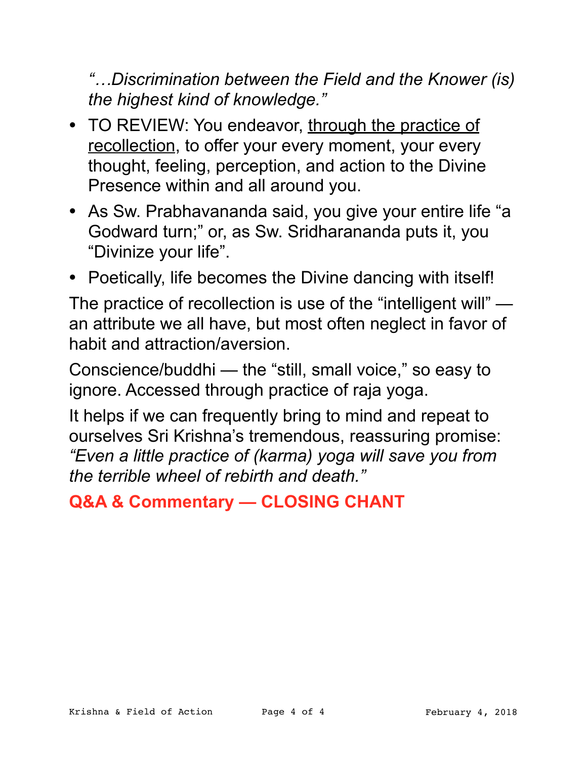*"…Discrimination between the Field and the Knower (is) the highest kind of knowledge."*

- TO REVIEW: You endeavor, <u>through the practice of recollection</u>, to offer your every moment, your every thought, feeling, perception, and action to the Divine Presence within and all around you.
- As Sw. Prabhavananda said, you give your entire life "a Godward turn;" or, as Sw. Sridharananda puts it, you "Divinize your life".
- Poetically, life becomes the Divine dancing with itself!

The practice of recollection is use of the "intelligent will" — an attribute we all have, but most often neglect in favor of habit and attraction/aversion.

Conscience/buddhi — the "still, small voice," so easy to ignore. Accessed through practice of raja yoga.

It helps if we can frequently bring to mind and repeat to ourselves Sri Krishna's tremendous, reassuring promise: *"Even a little practice of (karma) yoga will save you from the terrible wheel of rebirth and death."*

**Q&A & Commentary — CLOSING CHANT**